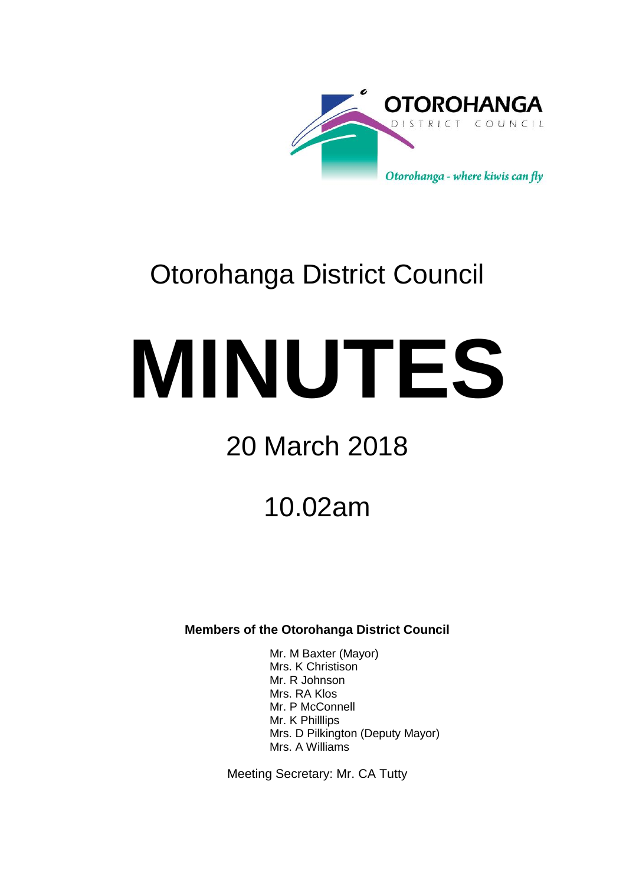OTOROHANGA
DISTRICT COUNCIL

*Otorohanga - where kiwis can fly*

# Otorohanga District Council

# MINUTES

## 20 March 2018

## 10.02am

**Members of the Otorohanga District Council**

Mr. M Baxter (Mayor)
Mrs. K Christison
Mr. R Johnson
Mrs. RA Klos
Mr. P McConnell
Mr. K Philllips
Mrs. D Pilkington (Deputy Mayor)
Mrs. A Williams

Meeting Secretary: Mr. CA Tutty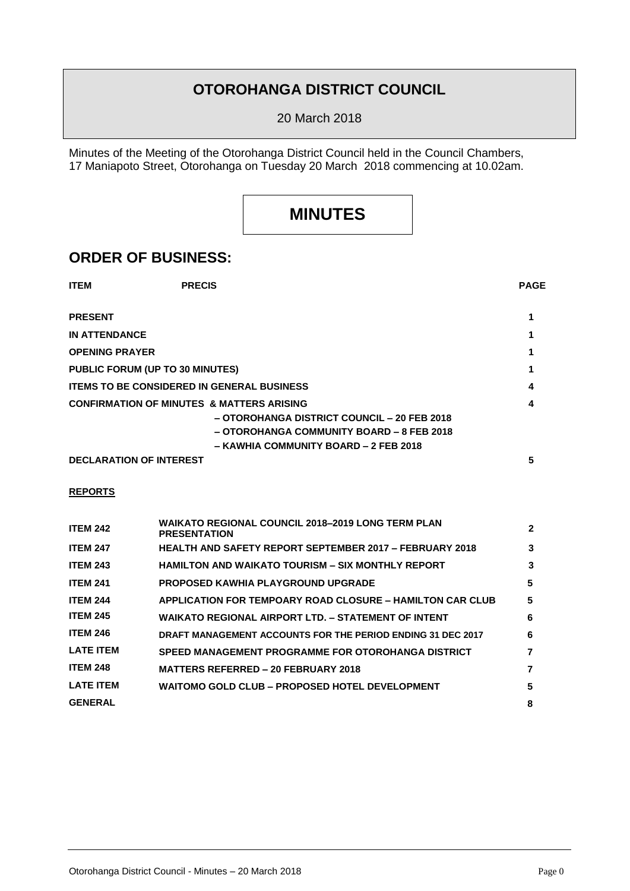# OTOROHANGA DISTRICT COUNCIL

20 March 2018

Minutes of the Meeting of the Otorohanga District Council held in the Council Chambers, 17 Maniapoto Street, Otorohanga on Tuesday 20 March 2018 commencing at 10.02am.

# MINUTES

## ORDER OF BUSINESS:

| ITEM | PRECIS | PAGE |
|---|---|---|
| **PRESENT** | | **1** |
| **IN ATTENDANCE** | | **1** |
| **OPENING PRAYER** | | **1** |
| **PUBLIC FORUM (UP TO 30 MINUTES)** | | **1** |
| **ITEMS TO BE CONSIDERED IN GENERAL BUSINESS** | | **4** |
| **CONFIRMATION OF MINUTES & MATTERS ARISING** | **– OTOROHANGA DISTRICT COUNCIL – 20 FEB 2018**<br>**– OTOROHANGA COMMUNITY BOARD – 8 FEB 2018**<br>**– KAWHIA COMMUNITY BOARD – 2 FEB 2018** | **4** |
| **DECLARATION OF INTEREST** | | **5** |

**REPORTS**

| | | |
|---|---|---|
| **ITEM 242** | **WAIKATO REGIONAL COUNCIL 2018–2019 LONG TERM PLAN PRESENTATION** | **2** |
| **ITEM 247** | **HEALTH AND SAFETY REPORT SEPTEMBER 2017 – FEBRUARY 2018** | **3** |
| **ITEM 243** | **HAMILTON AND WAIKATO TOURISM – SIX MONTHLY REPORT** | **3** |
| **ITEM 241** | **PROPOSED KAWHIA PLAYGROUND UPGRADE** | **5** |
| **ITEM 244** | **APPLICATION FOR TEMPOARY ROAD CLOSURE – HAMILTON CAR CLUB** | **5** |
| **ITEM 245** | **WAIKATO REGIONAL AIRPORT LTD. – STATEMENT OF INTENT** | **6** |
| **ITEM 246** | **DRAFT MANAGEMENT ACCOUNTS FOR THE PERIOD ENDING 31 DEC 2017** | **6** |
| **LATE ITEM** | **SPEED MANAGEMENT PROGRAMME FOR OTOROHANGA DISTRICT** | **7** |
| **ITEM 248** | **MATTERS REFERRED – 20 FEBRUARY 2018** | **7** |
| **LATE ITEM** | **WAITOMO GOLD CLUB – PROPOSED HOTEL DEVELOPMENT** | **5** |
| **GENERAL** | | **8** |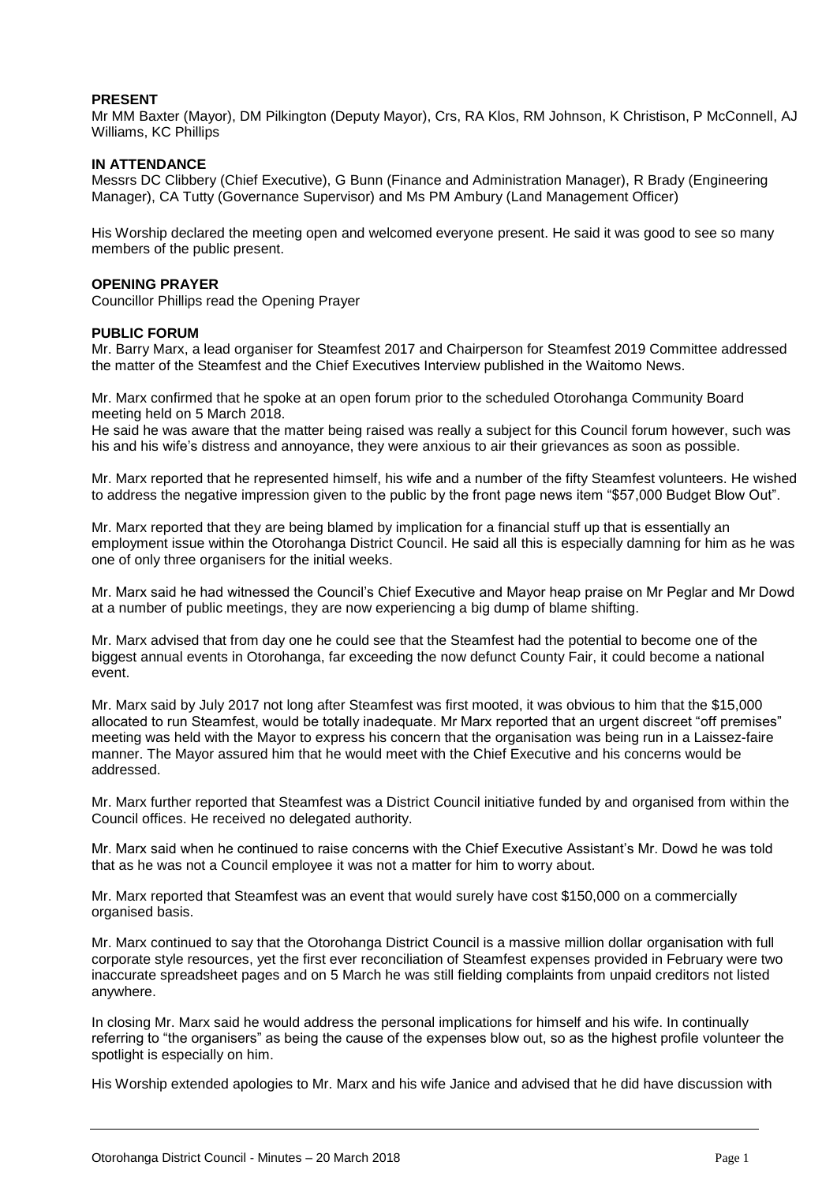**PRESENT**

Mr MM Baxter (Mayor), DM Pilkington (Deputy Mayor), Crs, RA Klos, RM Johnson, K Christison, P McConnell, AJ Williams, KC Phillips

**IN ATTENDANCE**

Messrs DC Clibbery (Chief Executive), G Bunn (Finance and Administration Manager), R Brady (Engineering Manager), CA Tutty (Governance Supervisor) and Ms PM Ambury (Land Management Officer)

His Worship declared the meeting open and welcomed everyone present. He said it was good to see so many members of the public present.

**OPENING PRAYER**

Councillor Phillips read the Opening Prayer

**PUBLIC FORUM**

Mr. Barry Marx, a lead organiser for Steamfest 2017 and Chairperson for Steamfest 2019 Committee addressed the matter of the Steamfest and the Chief Executives Interview published in the Waitomo News.

Mr. Marx confirmed that he spoke at an open forum prior to the scheduled Otorohanga Community Board meeting held on 5 March 2018.

He said he was aware that the matter being raised was really a subject for this Council forum however, such was his and his wife's distress and annoyance, they were anxious to air their grievances as soon as possible.

Mr. Marx reported that he represented himself, his wife and a number of the fifty Steamfest volunteers. He wished to address the negative impression given to the public by the front page news item "$57,000 Budget Blow Out".

Mr. Marx reported that they are being blamed by implication for a financial stuff up that is essentially an employment issue within the Otorohanga District Council. He said all this is especially damning for him as he was one of only three organisers for the initial weeks.

Mr. Marx said he had witnessed the Council's Chief Executive and Mayor heap praise on Mr Peglar and Mr Dowd at a number of public meetings, they are now experiencing a big dump of blame shifting.

Mr. Marx advised that from day one he could see that the Steamfest had the potential to become one of the biggest annual events in Otorohanga, far exceeding the now defunct County Fair, it could become a national event.

Mr. Marx said by July 2017 not long after Steamfest was first mooted, it was obvious to him that the $15,000 allocated to run Steamfest, would be totally inadequate. Mr Marx reported that an urgent discreet "off premises" meeting was held with the Mayor to express his concern that the organisation was being run in a Laissez-faire manner. The Mayor assured him that he would meet with the Chief Executive and his concerns would be addressed.

Mr. Marx further reported that Steamfest was a District Council initiative funded by and organised from within the Council offices. He received no delegated authority.

Mr. Marx said when he continued to raise concerns with the Chief Executive Assistant's Mr. Dowd he was told that as he was not a Council employee it was not a matter for him to worry about.

Mr. Marx reported that Steamfest was an event that would surely have cost $150,000 on a commercially organised basis.

Mr. Marx continued to say that the Otorohanga District Council is a massive million dollar organisation with full corporate style resources, yet the first ever reconciliation of Steamfest expenses provided in February were two inaccurate spreadsheet pages and on 5 March he was still fielding complaints from unpaid creditors not listed anywhere.

In closing Mr. Marx said he would address the personal implications for himself and his wife. In continually referring to "the organisers" as being the cause of the expenses blow out, so as the highest profile volunteer the spotlight is especially on him.

His Worship extended apologies to Mr. Marx and his wife Janice and advised that he did have discussion with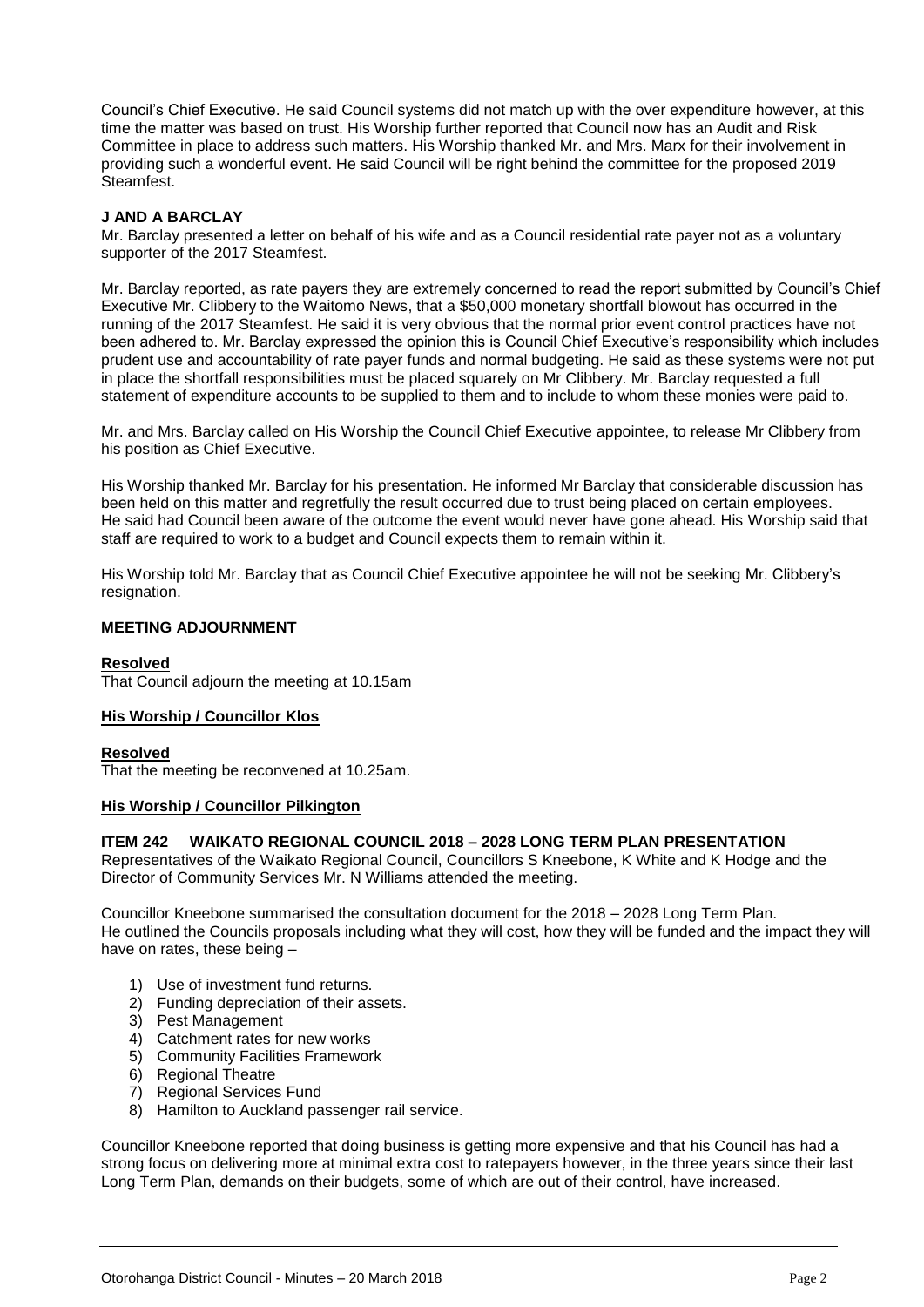Council's Chief Executive. He said Council systems did not match up with the over expenditure however, at this time the matter was based on trust. His Worship further reported that Council now has an Audit and Risk Committee in place to address such matters. His Worship thanked Mr. and Mrs. Marx for their involvement in providing such a wonderful event. He said Council will be right behind the committee for the proposed 2019 Steamfest.

**J AND A BARCLAY**

Mr. Barclay presented a letter on behalf of his wife and as a Council residential rate payer not as a voluntary supporter of the 2017 Steamfest.

Mr. Barclay reported, as rate payers they are extremely concerned to read the report submitted by Council's Chief Executive Mr. Clibbery to the Waitomo News, that a $50,000 monetary shortfall blowout has occurred in the running of the 2017 Steamfest. He said it is very obvious that the normal prior event control practices have not been adhered to. Mr. Barclay expressed the opinion this is Council Chief Executive's responsibility which includes prudent use and accountability of rate payer funds and normal budgeting. He said as these systems were not put in place the shortfall responsibilities must be placed squarely on Mr Clibbery. Mr. Barclay requested a full statement of expenditure accounts to be supplied to them and to include to whom these monies were paid to.

Mr. and Mrs. Barclay called on His Worship the Council Chief Executive appointee, to release Mr Clibbery from his position as Chief Executive.

His Worship thanked Mr. Barclay for his presentation. He informed Mr Barclay that considerable discussion has been held on this matter and regretfully the result occurred due to trust being placed on certain employees. He said had Council been aware of the outcome the event would never have gone ahead. His Worship said that staff are required to work to a budget and Council expects them to remain within it.

His Worship told Mr. Barclay that as Council Chief Executive appointee he will not be seeking Mr. Clibbery's resignation.

**MEETING ADJOURNMENT**

**Resolved**

That Council adjourn the meeting at 10.15am

**His Worship / Councillor Klos**

**Resolved**

That the meeting be reconvened at 10.25am.

**His Worship / Councillor Pilkington**

**ITEM 242 WAIKATO REGIONAL COUNCIL 2018 – 2028 LONG TERM PLAN PRESENTATION**

Representatives of the Waikato Regional Council, Councillors S Kneebone, K White and K Hodge and the Director of Community Services Mr. N Williams attended the meeting.

Councillor Kneebone summarised the consultation document for the 2018 – 2028 Long Term Plan. He outlined the Councils proposals including what they will cost, how they will be funded and the impact they will have on rates, these being –

1) Use of investment fund returns.
2) Funding depreciation of their assets.
3) Pest Management
4) Catchment rates for new works
5) Community Facilities Framework
6) Regional Theatre
7) Regional Services Fund
8) Hamilton to Auckland passenger rail service.

Councillor Kneebone reported that doing business is getting more expensive and that his Council has had a strong focus on delivering more at minimal extra cost to ratepayers however, in the three years since their last Long Term Plan, demands on their budgets, some of which are out of their control, have increased.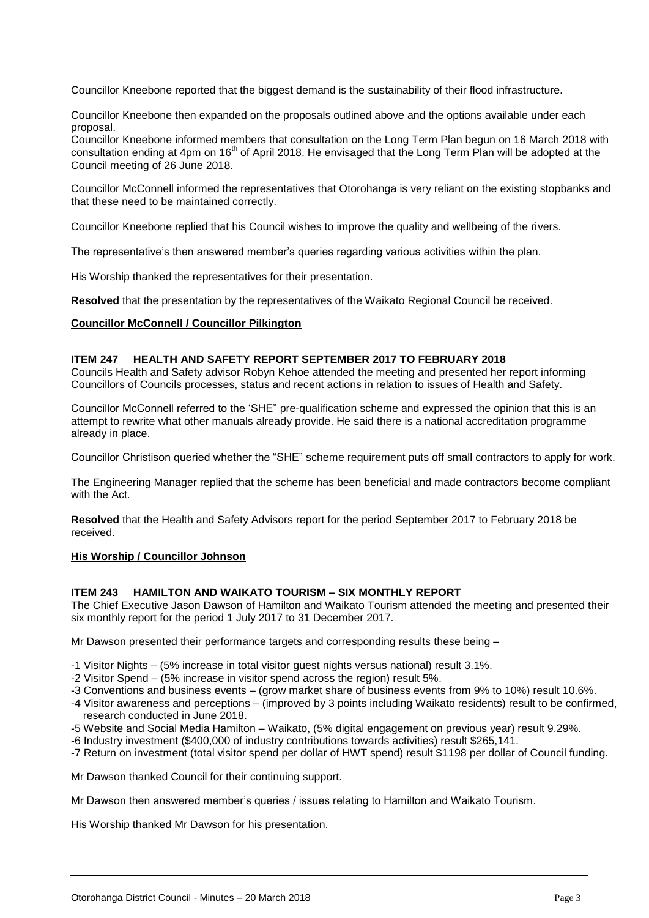Councillor Kneebone reported that the biggest demand is the sustainability of their flood infrastructure.

Councillor Kneebone then expanded on the proposals outlined above and the options available under each proposal.

Councillor Kneebone informed members that consultation on the Long Term Plan begun on 16 March 2018 with consultation ending at 4pm on 16th of April 2018. He envisaged that the Long Term Plan will be adopted at the Council meeting of 26 June 2018.

Councillor McConnell informed the representatives that Otorohanga is very reliant on the existing stopbanks and that these need to be maintained correctly.

Councillor Kneebone replied that his Council wishes to improve the quality and wellbeing of the rivers.

The representative's then answered member's queries regarding various activities within the plan.

His Worship thanked the representatives for their presentation.

**Resolved** that the presentation by the representatives of the Waikato Regional Council be received.

**Councillor McConnell / Councillor Pilkington**

**ITEM 247 HEALTH AND SAFETY REPORT SEPTEMBER 2017 TO FEBRUARY 2018**

Councils Health and Safety advisor Robyn Kehoe attended the meeting and presented her report informing Councillors of Councils processes, status and recent actions in relation to issues of Health and Safety.

Councillor McConnell referred to the 'SHE" pre-qualification scheme and expressed the opinion that this is an attempt to rewrite what other manuals already provide. He said there is a national accreditation programme already in place.

Councillor Christison queried whether the "SHE" scheme requirement puts off small contractors to apply for work.

The Engineering Manager replied that the scheme has been beneficial and made contractors become compliant with the Act.

**Resolved** that the Health and Safety Advisors report for the period September 2017 to February 2018 be received.

**His Worship / Councillor Johnson**

**ITEM 243 HAMILTON AND WAIKATO TOURISM – SIX MONTHLY REPORT**

The Chief Executive Jason Dawson of Hamilton and Waikato Tourism attended the meeting and presented their six monthly report for the period 1 July 2017 to 31 December 2017.

Mr Dawson presented their performance targets and corresponding results these being –

-1 Visitor Nights – (5% increase in total visitor guest nights versus national) result 3.1%.
-2 Visitor Spend – (5% increase in visitor spend across the region) result 5%.
-3 Conventions and business events – (grow market share of business events from 9% to 10%) result 10.6%.
-4 Visitor awareness and perceptions – (improved by 3 points including Waikato residents) result to be confirmed, research conducted in June 2018.
-5 Website and Social Media Hamilton – Waikato, (5% digital engagement on previous year) result 9.29%.
-6 Industry investment ($400,000 of industry contributions towards activities) result $265,141.
-7 Return on investment (total visitor spend per dollar of HWT spend) result $1198 per dollar of Council funding.

Mr Dawson thanked Council for their continuing support.

Mr Dawson then answered member's queries / issues relating to Hamilton and Waikato Tourism.

His Worship thanked Mr Dawson for his presentation.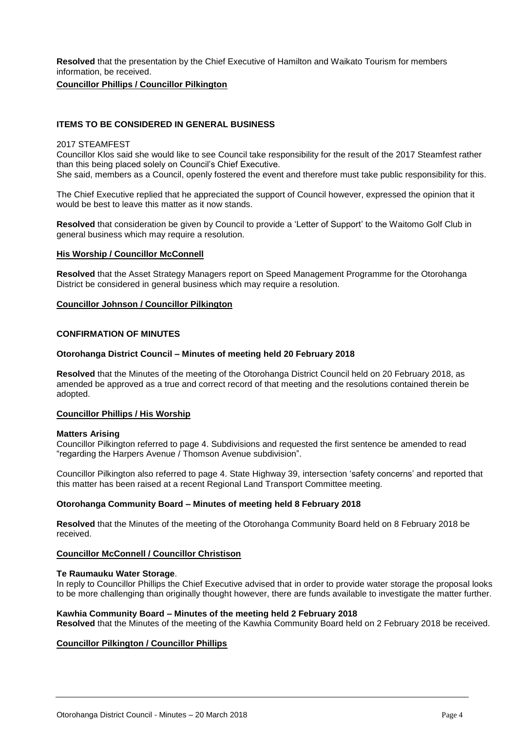**Resolved** that the presentation by the Chief Executive of Hamilton and Waikato Tourism for members information, be received.

**Councillor Phillips / Councillor Pilkington**

## ITEMS TO BE CONSIDERED IN GENERAL BUSINESS

2017 STEAMFEST

Councillor Klos said she would like to see Council take responsibility for the result of the 2017 Steamfest rather than this being placed solely on Council's Chief Executive.

She said, members as a Council, openly fostered the event and therefore must take public responsibility for this.

The Chief Executive replied that he appreciated the support of Council however, expressed the opinion that it would be best to leave this matter as it now stands.

**Resolved** that consideration be given by Council to provide a 'Letter of Support' to the Waitomo Golf Club in general business which may require a resolution.

**His Worship / Councillor McConnell**

**Resolved** that the Asset Strategy Managers report on Speed Management Programme for the Otorohanga District be considered in general business which may require a resolution.

**Councillor Johnson / Councillor Pilkington**

## CONFIRMATION OF MINUTES

### Otorohanga District Council – Minutes of meeting held 20 February 2018

**Resolved** that the Minutes of the meeting of the Otorohanga District Council held on 20 February 2018, as amended be approved as a true and correct record of that meeting and the resolutions contained therein be adopted.

**Councillor Phillips / His Worship**

**Matters Arising**

Councillor Pilkington referred to page 4. Subdivisions and requested the first sentence be amended to read "regarding the Harpers Avenue / Thomson Avenue subdivision".

Councillor Pilkington also referred to page 4. State Highway 39, intersection 'safety concerns' and reported that this matter has been raised at a recent Regional Land Transport Committee meeting.

### Otorohanga Community Board – Minutes of meeting held 8 February 2018

**Resolved** that the Minutes of the meeting of the Otorohanga Community Board held on 8 February 2018 be received.

**Councillor McConnell / Councillor Christison**

**Te Raumauku Water Storage**.

In reply to Councillor Phillips the Chief Executive advised that in order to provide water storage the proposal looks to be more challenging than originally thought however, there are funds available to investigate the matter further.

### Kawhia Community Board – Minutes of the meeting held 2 February 2018

**Resolved** that the Minutes of the meeting of the Kawhia Community Board held on 2 February 2018 be received.

**Councillor Pilkington / Councillor Phillips**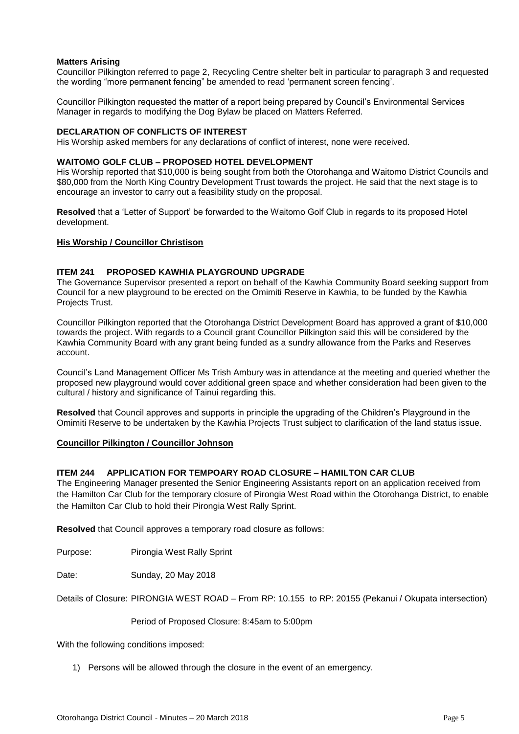**Matters Arising**

Councillor Pilkington referred to page 2, Recycling Centre shelter belt in particular to paragraph 3 and requested the wording "more permanent fencing" be amended to read 'permanent screen fencing'.

Councillor Pilkington requested the matter of a report being prepared by Council's Environmental Services Manager in regards to modifying the Dog Bylaw be placed on Matters Referred.

**DECLARATION OF CONFLICTS OF INTEREST**

His Worship asked members for any declarations of conflict of interest, none were received.

**WAITOMO GOLF CLUB – PROPOSED HOTEL DEVELOPMENT**

His Worship reported that $10,000 is being sought from both the Otorohanga and Waitomo District Councils and $80,000 from the North King Country Development Trust towards the project. He said that the next stage is to encourage an investor to carry out a feasibility study on the proposal.

**Resolved** that a 'Letter of Support' be forwarded to the Waitomo Golf Club in regards to its proposed Hotel development.

**His Worship / Councillor Christison**

**ITEM 241 PROPOSED KAWHIA PLAYGROUND UPGRADE**

The Governance Supervisor presented a report on behalf of the Kawhia Community Board seeking support from Council for a new playground to be erected on the Omimiti Reserve in Kawhia, to be funded by the Kawhia Projects Trust.

Councillor Pilkington reported that the Otorohanga District Development Board has approved a grant of $10,000 towards the project. With regards to a Council grant Councillor Pilkington said this will be considered by the Kawhia Community Board with any grant being funded as a sundry allowance from the Parks and Reserves account.

Council's Land Management Officer Ms Trish Ambury was in attendance at the meeting and queried whether the proposed new playground would cover additional green space and whether consideration had been given to the cultural / history and significance of Tainui regarding this.

**Resolved** that Council approves and supports in principle the upgrading of the Children's Playground in the Omimiti Reserve to be undertaken by the Kawhia Projects Trust subject to clarification of the land status issue.

**Councillor Pilkington / Councillor Johnson**

**ITEM 244 APPLICATION FOR TEMPOARY ROAD CLOSURE – HAMILTON CAR CLUB**

The Engineering Manager presented the Senior Engineering Assistants report on an application received from the Hamilton Car Club for the temporary closure of Pirongia West Road within the Otorohanga District, to enable the Hamilton Car Club to hold their Pirongia West Rally Sprint.

**Resolved** that Council approves a temporary road closure as follows:

Purpose: Pirongia West Rally Sprint

Date: Sunday, 20 May 2018

Details of Closure: PIRONGIA WEST ROAD – From RP: 10.155 to RP: 20155 (Pekanui / Okupata intersection)

Period of Proposed Closure: 8:45am to 5:00pm

With the following conditions imposed:

1) Persons will be allowed through the closure in the event of an emergency.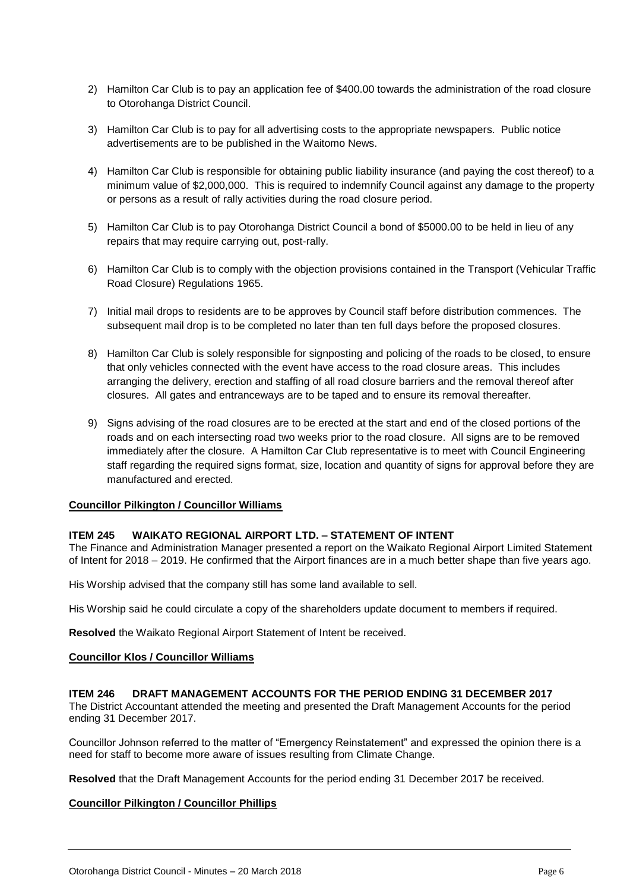2) Hamilton Car Club is to pay an application fee of $400.00 towards the administration of the road closure to Otorohanga District Council.

3) Hamilton Car Club is to pay for all advertising costs to the appropriate newspapers. Public notice advertisements are to be published in the Waitomo News.

4) Hamilton Car Club is responsible for obtaining public liability insurance (and paying the cost thereof) to a minimum value of $2,000,000. This is required to indemnify Council against any damage to the property or persons as a result of rally activities during the road closure period.

5) Hamilton Car Club is to pay Otorohanga District Council a bond of $5000.00 to be held in lieu of any repairs that may require carrying out, post-rally.

6) Hamilton Car Club is to comply with the objection provisions contained in the Transport (Vehicular Traffic Road Closure) Regulations 1965.

7) Initial mail drops to residents are to be approves by Council staff before distribution commences. The subsequent mail drop is to be completed no later than ten full days before the proposed closures.

8) Hamilton Car Club is solely responsible for signposting and policing of the roads to be closed, to ensure that only vehicles connected with the event have access to the road closure areas. This includes arranging the delivery, erection and staffing of all road closure barriers and the removal thereof after closures. All gates and entranceways are to be taped and to ensure its removal thereafter.

9) Signs advising of the road closures are to be erected at the start and end of the closed portions of the roads and on each intersecting road two weeks prior to the road closure. All signs are to be removed immediately after the closure. A Hamilton Car Club representative is to meet with Council Engineering staff regarding the required signs format, size, location and quantity of signs for approval before they are manufactured and erected.

**Councillor Pilkington / Councillor Williams**

**ITEM 245 WAIKATO REGIONAL AIRPORT LTD. – STATEMENT OF INTENT**

The Finance and Administration Manager presented a report on the Waikato Regional Airport Limited Statement of Intent for 2018 – 2019. He confirmed that the Airport finances are in a much better shape than five years ago.

His Worship advised that the company still has some land available to sell.

His Worship said he could circulate a copy of the shareholders update document to members if required.

**Resolved** the Waikato Regional Airport Statement of Intent be received.

**Councillor Klos / Councillor Williams**

**ITEM 246 DRAFT MANAGEMENT ACCOUNTS FOR THE PERIOD ENDING 31 DECEMBER 2017**

The District Accountant attended the meeting and presented the Draft Management Accounts for the period ending 31 December 2017.

Councillor Johnson referred to the matter of "Emergency Reinstatement" and expressed the opinion there is a need for staff to become more aware of issues resulting from Climate Change.

**Resolved** that the Draft Management Accounts for the period ending 31 December 2017 be received.

**Councillor Pilkington / Councillor Phillips**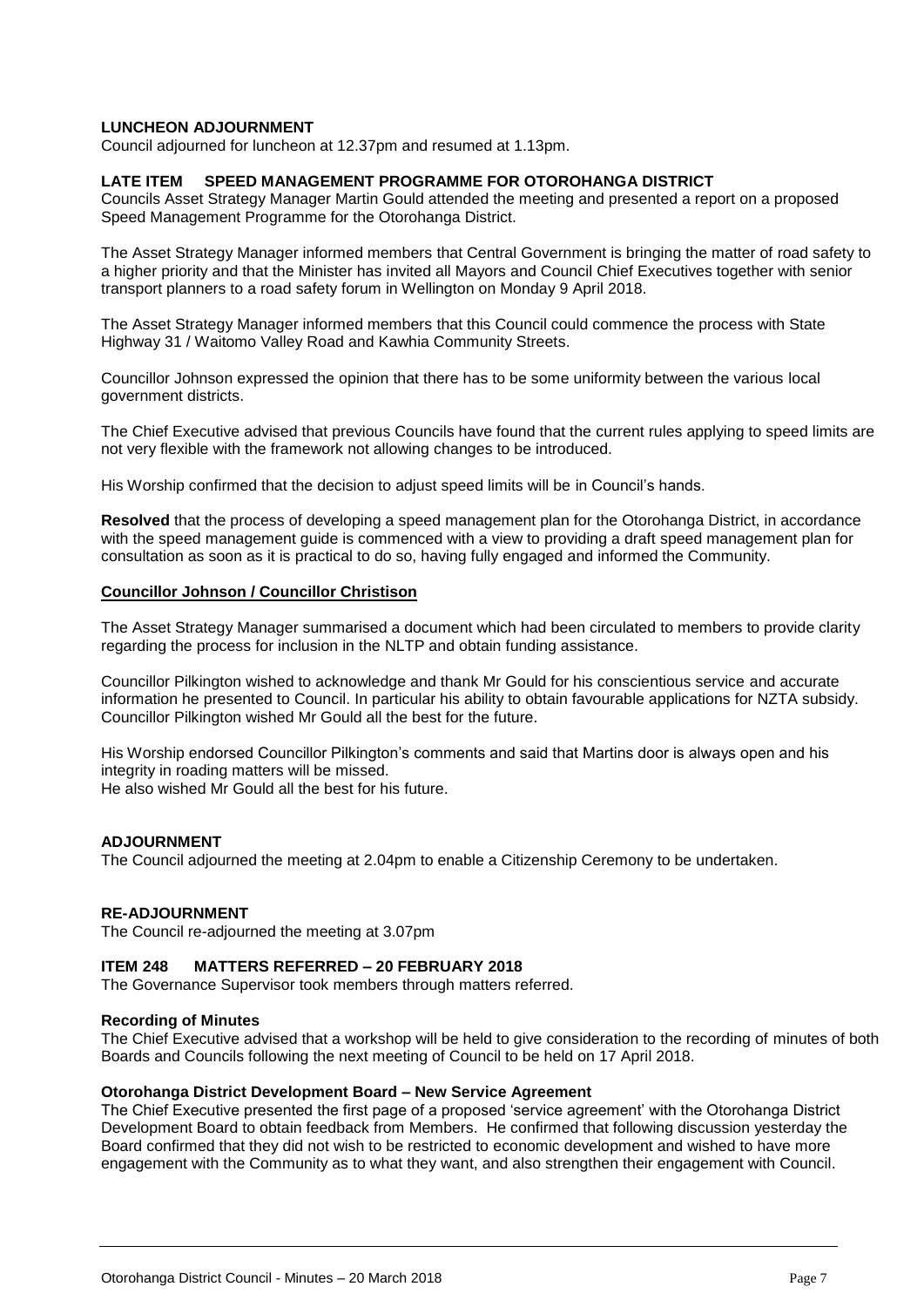**LUNCHEON ADJOURNMENT**

Council adjourned for luncheon at 12.37pm and resumed at 1.13pm.

**LATE ITEM SPEED MANAGEMENT PROGRAMME FOR OTOROHANGA DISTRICT**

Councils Asset Strategy Manager Martin Gould attended the meeting and presented a report on a proposed Speed Management Programme for the Otorohanga District.

The Asset Strategy Manager informed members that Central Government is bringing the matter of road safety to a higher priority and that the Minister has invited all Mayors and Council Chief Executives together with senior transport planners to a road safety forum in Wellington on Monday 9 April 2018.

The Asset Strategy Manager informed members that this Council could commence the process with State Highway 31 / Waitomo Valley Road and Kawhia Community Streets.

Councillor Johnson expressed the opinion that there has to be some uniformity between the various local government districts.

The Chief Executive advised that previous Councils have found that the current rules applying to speed limits are not very flexible with the framework not allowing changes to be introduced.

His Worship confirmed that the decision to adjust speed limits will be in Council's hands.

**Resolved** that the process of developing a speed management plan for the Otorohanga District, in accordance with the speed management guide is commenced with a view to providing a draft speed management plan for consultation as soon as it is practical to do so, having fully engaged and informed the Community.

**Councillor Johnson / Councillor Christison**

The Asset Strategy Manager summarised a document which had been circulated to members to provide clarity regarding the process for inclusion in the NLTP and obtain funding assistance.

Councillor Pilkington wished to acknowledge and thank Mr Gould for his conscientious service and accurate information he presented to Council. In particular his ability to obtain favourable applications for NZTA subsidy. Councillor Pilkington wished Mr Gould all the best for the future.

His Worship endorsed Councillor Pilkington's comments and said that Martins door is always open and his integrity in roading matters will be missed.
He also wished Mr Gould all the best for his future.

**ADJOURNMENT**

The Council adjourned the meeting at 2.04pm to enable a Citizenship Ceremony to be undertaken.

**RE-ADJOURNMENT**

The Council re-adjourned the meeting at 3.07pm

**ITEM 248 MATTERS REFERRED – 20 FEBRUARY 2018**

The Governance Supervisor took members through matters referred.

**Recording of Minutes**

The Chief Executive advised that a workshop will be held to give consideration to the recording of minutes of both Boards and Councils following the next meeting of Council to be held on 17 April 2018.

**Otorohanga District Development Board – New Service Agreement**

The Chief Executive presented the first page of a proposed 'service agreement' with the Otorohanga District Development Board to obtain feedback from Members. He confirmed that following discussion yesterday the Board confirmed that they did not wish to be restricted to economic development and wished to have more engagement with the Community as to what they want, and also strengthen their engagement with Council.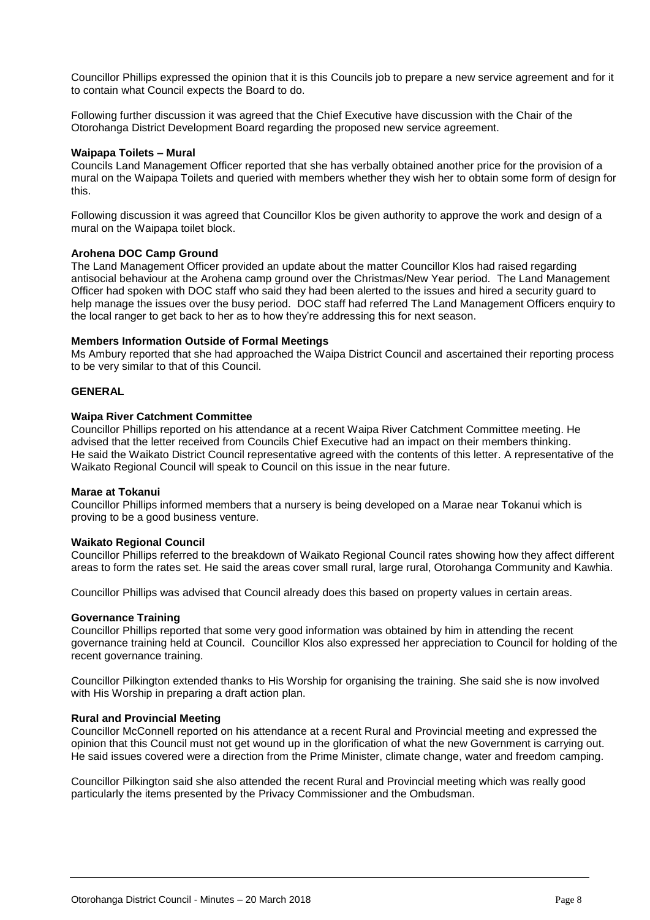Councillor Phillips expressed the opinion that it is this Councils job to prepare a new service agreement and for it to contain what Council expects the Board to do.

Following further discussion it was agreed that the Chief Executive have discussion with the Chair of the Otorohanga District Development Board regarding the proposed new service agreement.

**Waipapa Toilets – Mural**
Councils Land Management Officer reported that she has verbally obtained another price for the provision of a mural on the Waipapa Toilets and queried with members whether they wish her to obtain some form of design for this.

Following discussion it was agreed that Councillor Klos be given authority to approve the work and design of a mural on the Waipapa toilet block.

**Arohena DOC Camp Ground**
The Land Management Officer provided an update about the matter Councillor Klos had raised regarding antisocial behaviour at the Arohena camp ground over the Christmas/New Year period. The Land Management Officer had spoken with DOC staff who said they had been alerted to the issues and hired a security guard to help manage the issues over the busy period. DOC staff had referred The Land Management Officers enquiry to the local ranger to get back to her as to how they're addressing this for next season.

**Members Information Outside of Formal Meetings**
Ms Ambury reported that she had approached the Waipa District Council and ascertained their reporting process to be very similar to that of this Council.

**GENERAL**

**Waipa River Catchment Committee**
Councillor Phillips reported on his attendance at a recent Waipa River Catchment Committee meeting. He advised that the letter received from Councils Chief Executive had an impact on their members thinking. He said the Waikato District Council representative agreed with the contents of this letter. A representative of the Waikato Regional Council will speak to Council on this issue in the near future.

**Marae at Tokanui**
Councillor Phillips informed members that a nursery is being developed on a Marae near Tokanui which is proving to be a good business venture.

**Waikato Regional Council**
Councillor Phillips referred to the breakdown of Waikato Regional Council rates showing how they affect different areas to form the rates set. He said the areas cover small rural, large rural, Otorohanga Community and Kawhia.

Councillor Phillips was advised that Council already does this based on property values in certain areas.

**Governance Training**
Councillor Phillips reported that some very good information was obtained by him in attending the recent governance training held at Council. Councillor Klos also expressed her appreciation to Council for holding of the recent governance training.

Councillor Pilkington extended thanks to His Worship for organising the training. She said she is now involved with His Worship in preparing a draft action plan.

**Rural and Provincial Meeting**
Councillor McConnell reported on his attendance at a recent Rural and Provincial meeting and expressed the opinion that this Council must not get wound up in the glorification of what the new Government is carrying out. He said issues covered were a direction from the Prime Minister, climate change, water and freedom camping.

Councillor Pilkington said she also attended the recent Rural and Provincial meeting which was really good particularly the items presented by the Privacy Commissioner and the Ombudsman.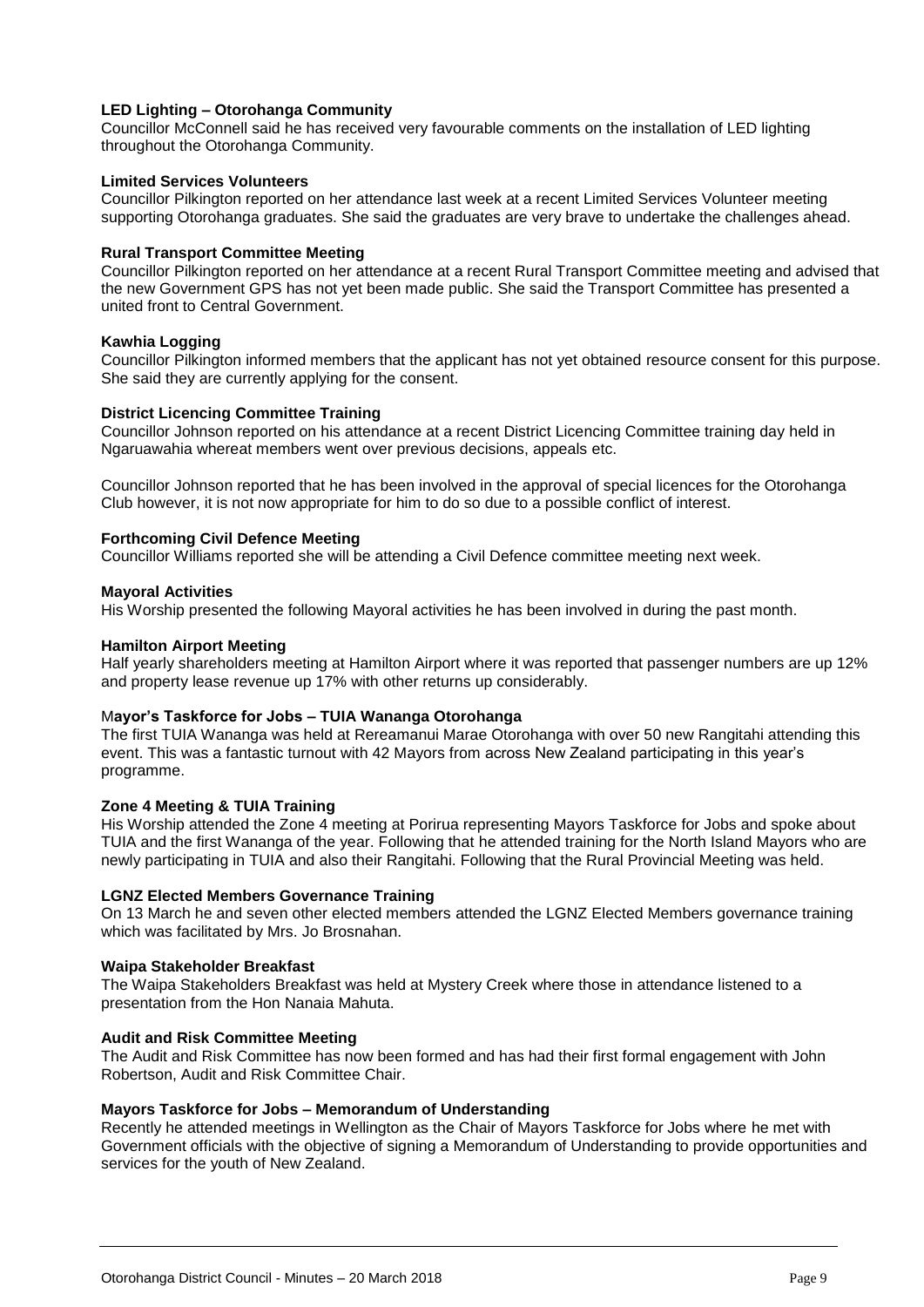**LED Lighting – Otorohanga Community**

Councillor McConnell said he has received very favourable comments on the installation of LED lighting throughout the Otorohanga Community.

**Limited Services Volunteers**

Councillor Pilkington reported on her attendance last week at a recent Limited Services Volunteer meeting supporting Otorohanga graduates. She said the graduates are very brave to undertake the challenges ahead.

**Rural Transport Committee Meeting**

Councillor Pilkington reported on her attendance at a recent Rural Transport Committee meeting and advised that the new Government GPS has not yet been made public. She said the Transport Committee has presented a united front to Central Government.

**Kawhia Logging**

Councillor Pilkington informed members that the applicant has not yet obtained resource consent for this purpose. She said they are currently applying for the consent.

**District Licencing Committee Training**

Councillor Johnson reported on his attendance at a recent District Licencing Committee training day held in Ngaruawahia whereat members went over previous decisions, appeals etc.

Councillor Johnson reported that he has been involved in the approval of special licences for the Otorohanga Club however, it is not now appropriate for him to do so due to a possible conflict of interest.

**Forthcoming Civil Defence Meeting**

Councillor Williams reported she will be attending a Civil Defence committee meeting next week.

**Mayoral Activities**

His Worship presented the following Mayoral activities he has been involved in during the past month.

**Hamilton Airport Meeting**

Half yearly shareholders meeting at Hamilton Airport where it was reported that passenger numbers are up 12% and property lease revenue up 17% with other returns up considerably.

**Mayor's Taskforce for Jobs – TUIA Wananga Otorohanga**

The first TUIA Wananga was held at Rereamanui Marae Otorohanga with over 50 new Rangitahi attending this event. This was a fantastic turnout with 42 Mayors from across New Zealand participating in this year's programme.

**Zone 4 Meeting & TUIA Training**

His Worship attended the Zone 4 meeting at Porirua representing Mayors Taskforce for Jobs and spoke about TUIA and the first Wananga of the year. Following that he attended training for the North Island Mayors who are newly participating in TUIA and also their Rangitahi. Following that the Rural Provincial Meeting was held.

**LGNZ Elected Members Governance Training**

On 13 March he and seven other elected members attended the LGNZ Elected Members governance training which was facilitated by Mrs. Jo Brosnahan.

**Waipa Stakeholder Breakfast**

The Waipa Stakeholders Breakfast was held at Mystery Creek where those in attendance listened to a presentation from the Hon Nanaia Mahuta.

**Audit and Risk Committee Meeting**

The Audit and Risk Committee has now been formed and has had their first formal engagement with John Robertson, Audit and Risk Committee Chair.

**Mayors Taskforce for Jobs – Memorandum of Understanding**

Recently he attended meetings in Wellington as the Chair of Mayors Taskforce for Jobs where he met with Government officials with the objective of signing a Memorandum of Understanding to provide opportunities and services for the youth of New Zealand.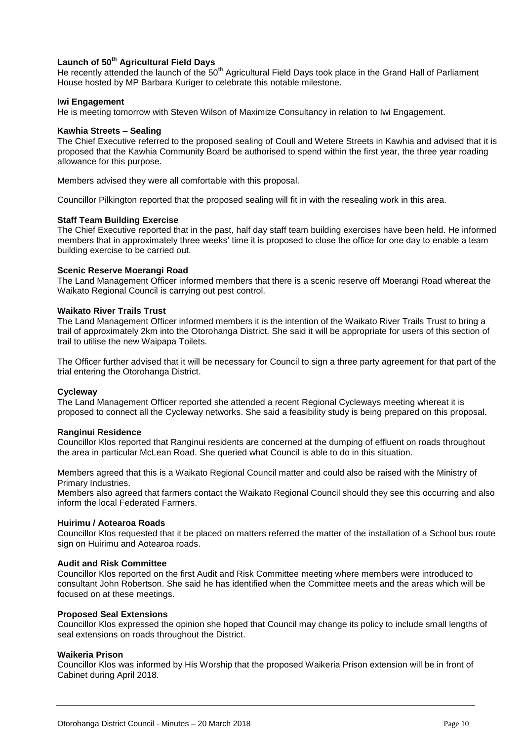**Launch of 50th Agricultural Field Days**
He recently attended the launch of the 50th Agricultural Field Days took place in the Grand Hall of Parliament House hosted by MP Barbara Kuriger to celebrate this notable milestone.

**Iwi Engagement**
He is meeting tomorrow with Steven Wilson of Maximize Consultancy in relation to Iwi Engagement.

**Kawhia Streets – Sealing**
The Chief Executive referred to the proposed sealing of Coull and Wetere Streets in Kawhia and advised that it is proposed that the Kawhia Community Board be authorised to spend within the first year, the three year roading allowance for this purpose.

Members advised they were all comfortable with this proposal.

Councillor Pilkington reported that the proposed sealing will fit in with the resealing work in this area.

**Staff Team Building Exercise**
The Chief Executive reported that in the past, half day staff team building exercises have been held. He informed members that in approximately three weeks' time it is proposed to close the office for one day to enable a team building exercise to be carried out.

**Scenic Reserve Moerangi Road**
The Land Management Officer informed members that there is a scenic reserve off Moerangi Road whereat the Waikato Regional Council is carrying out pest control.

**Waikato River Trails Trust**
The Land Management Officer informed members it is the intention of the Waikato River Trails Trust to bring a trail of approximately 2km into the Otorohanga District. She said it will be appropriate for users of this section of trail to utilise the new Waipapa Toilets.

The Officer further advised that it will be necessary for Council to sign a three party agreement for that part of the trial entering the Otorohanga District.

**Cycleway**
The Land Management Officer reported she attended a recent Regional Cycleways meeting whereat it is proposed to connect all the Cycleway networks. She said a feasibility study is being prepared on this proposal.

**Ranginui Residence**
Councillor Klos reported that Ranginui residents are concerned at the dumping of effluent on roads throughout the area in particular McLean Road. She queried what Council is able to do in this situation.

Members agreed that this is a Waikato Regional Council matter and could also be raised with the Ministry of Primary Industries.
Members also agreed that farmers contact the Waikato Regional Council should they see this occurring and also inform the local Federated Farmers.

**Huirimu / Aotearoa Roads**
Councillor Klos requested that it be placed on matters referred the matter of the installation of a School bus route sign on Huirimu and Aotearoa roads.

**Audit and Risk Committee**
Councillor Klos reported on the first Audit and Risk Committee meeting where members were introduced to consultant John Robertson. She said he has identified when the Committee meets and the areas which will be focused on at these meetings.

**Proposed Seal Extensions**
Councillor Klos expressed the opinion she hoped that Council may change its policy to include small lengths of seal extensions on roads throughout the District.

**Waikeria Prison**
Councillor Klos was informed by His Worship that the proposed Waikeria Prison extension will be in front of Cabinet during April 2018.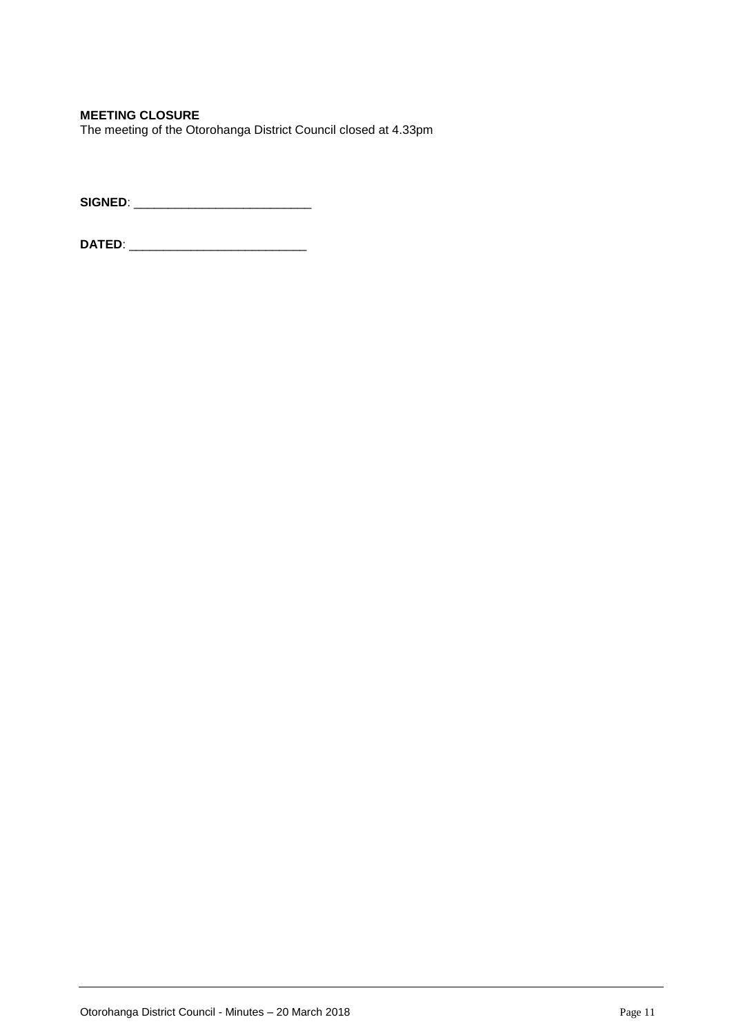**MEETING CLOSURE**
The meeting of the Otorohanga District Council closed at 4.33pm

**SIGNED**: ___________________________

**DATED**: ___________________________